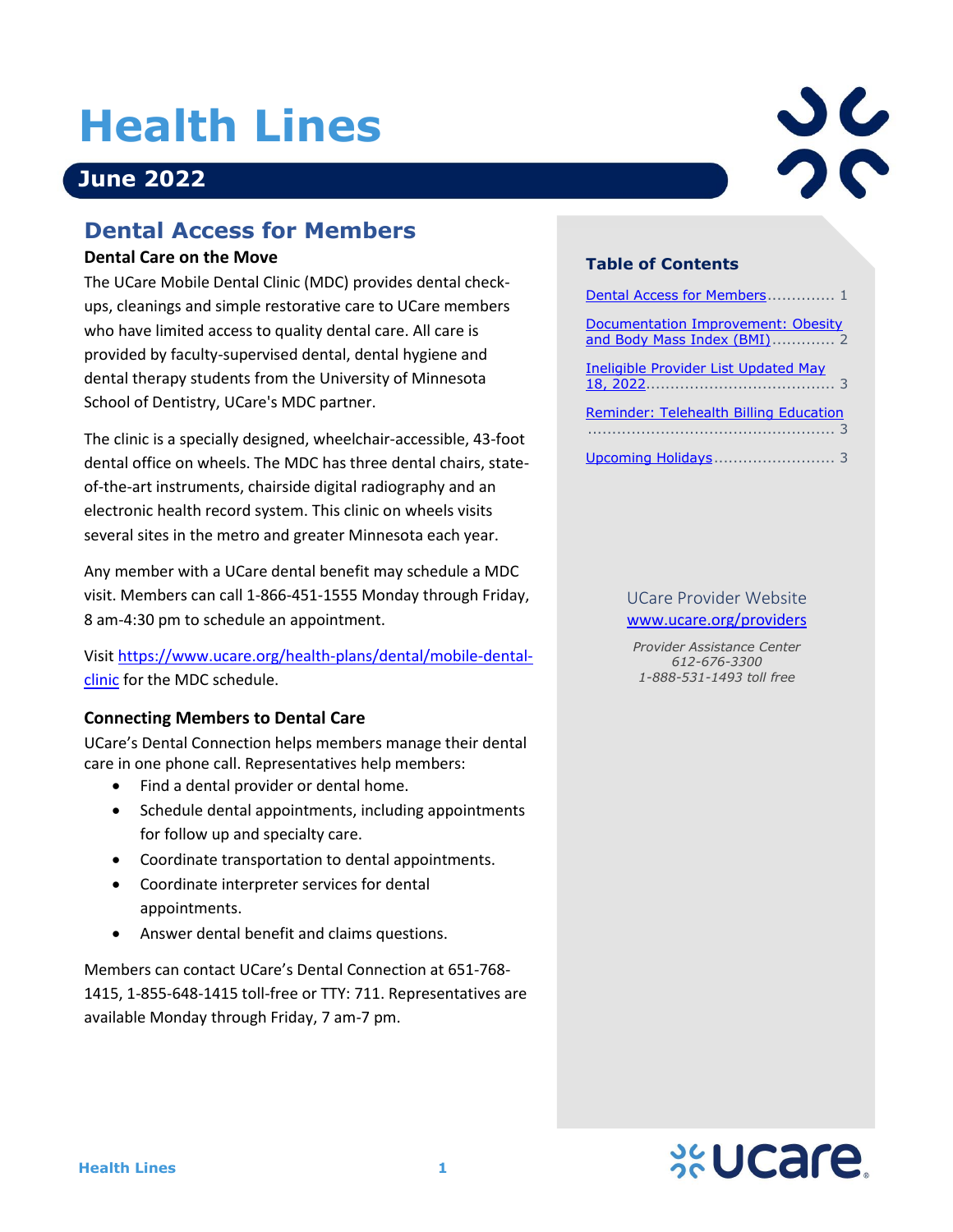# Health Lines

## June 2022

## Dental Access for Members

### Dental Care on the Move

The UCare Mobile Dental Clinic (MDC) provides dental check-ups, cleanings and simple restorative care to UCare members who have limited access to quality dental care. All care is provided by faculty-supervised dental, dental hygiene and dental therapy students from the University of Minnesota School of Dentistry, UCare's MDC partner.

The clinic is a specially designed, wheelchair-accessible, 43-foot dental office on wheels. The MDC has three dental chairs, state-of-the-art instruments, chairside digital radiography and an electronic health record system. This clinic on wheels visits several sites in the metro and greater Minnesota each year.

Any member with a UCare dental benefit may schedule a MDC visit. Members can call 1-866-451-1555 Monday through Friday, 8 am-4:30 pm to schedule an appointment.

Visit https://www.ucare.org/health-plans/dental/mobile-dental-clinic for the MDC schedule.

### Connecting Members to Dental Care

UCare's Dental Connection helps members manage their dental care in one phone call. Representatives help members:

- Find a dental provider or dental home.
- Schedule dental appointments, including appointments for follow up and specialty care.
- Coordinate transportation to dental appointments.
- Coordinate interpreter services for dental appointments.
- Answer dental benefit and claims questions.

Members can contact UCare's Dental Connection at 651-768-1415, 1-855-648-1415 toll-free or TTY: 711. Representatives are available Monday through Friday, 7 am-7 pm.

### Table of Contents

- Dental Access for Members .............. 1
- Documentation Improvement: Obesity and Body Mass Index (BMI) .............. 2
- Ineligible Provider List Updated May 18, 2022 .............. 3
- Reminder: Telehealth Billing Education .............. 3
- Upcoming Holidays .............. 3

UCare Provider Website
www.ucare.org/providers

*Provider Assistance Center*
*612-676-3300*
*1-888-531-1493 toll free*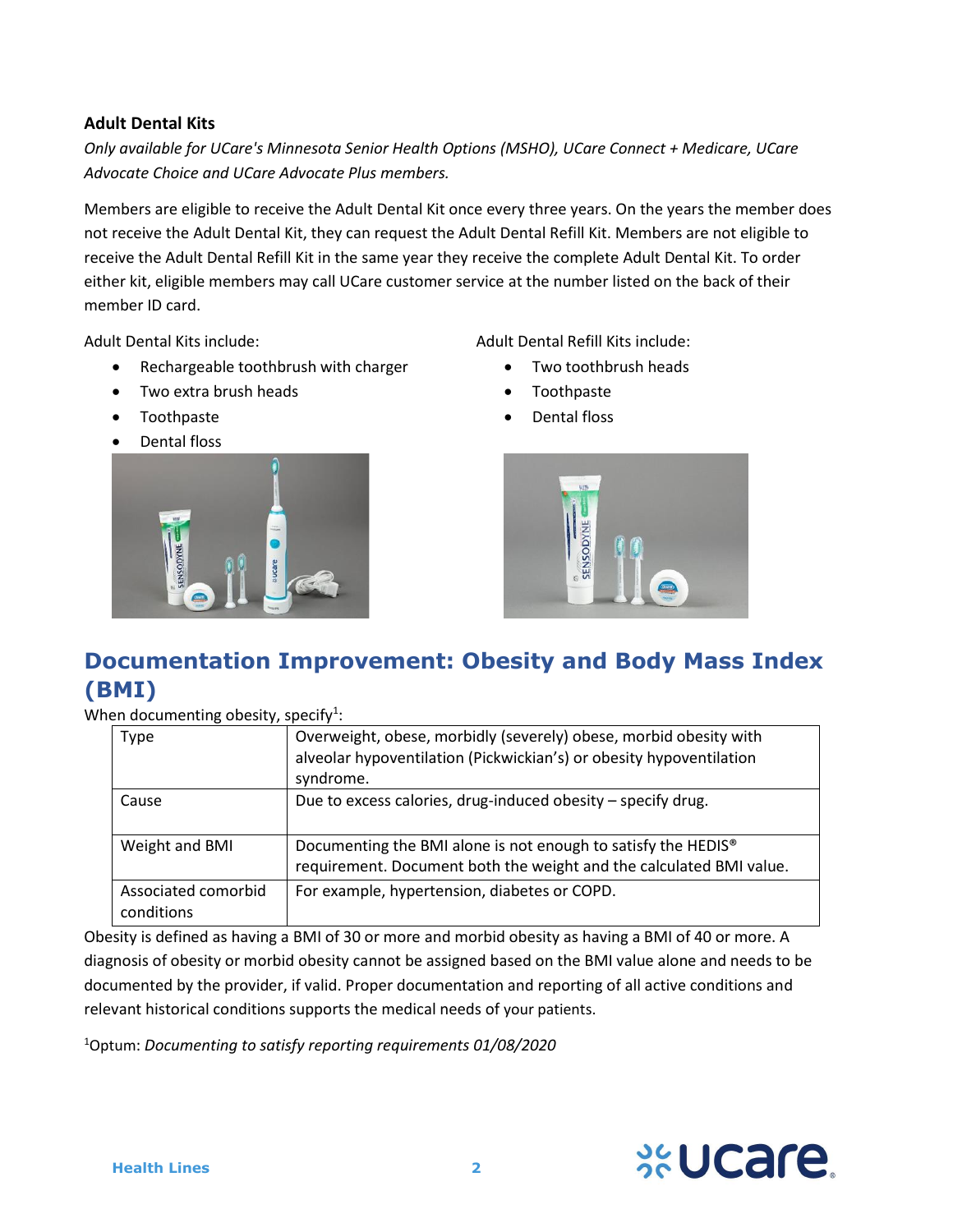### Adult Dental Kits

*Only available for UCare's Minnesota Senior Health Options (MSHO), UCare Connect + Medicare, UCare Advocate Choice and UCare Advocate Plus members.*

Members are eligible to receive the Adult Dental Kit once every three years. On the years the member does not receive the Adult Dental Kit, they can request the Adult Dental Refill Kit. Members are not eligible to receive the Adult Dental Refill Kit in the same year they receive the complete Adult Dental Kit. To order either kit, eligible members may call UCare customer service at the number listed on the back of their member ID card.

Adult Dental Kits include:

- Rechargeable toothbrush with charger
- Two extra brush heads
- Toothpaste
- Dental floss

Adult Dental Refill Kits include:

- Two toothbrush heads
- Toothpaste
- Dental floss

## Documentation Improvement: Obesity and Body Mass Index (BMI)

When documenting obesity, specify[1]:

| Type | Overweight, obese, morbidly (severely) obese, morbid obesity with alveolar hypoventilation (Pickwickian's) or obesity hypoventilation syndrome. |
|---|---|
| Cause | Due to excess calories, drug-induced obesity – specify drug. |
| Weight and BMI | Documenting the BMI alone is not enough to satisfy the HEDIS® requirement. Document both the weight and the calculated BMI value. |
| Associated comorbid conditions | For example, hypertension, diabetes or COPD. |

Obesity is defined as having a BMI of 30 or more and morbid obesity as having a BMI of 40 or more. A diagnosis of obesity or morbid obesity cannot be assigned based on the BMI value alone and needs to be documented by the provider, if valid. Proper documentation and reporting of all active conditions and relevant historical conditions supports the medical needs of your patients.

[1]Optum: *Documenting to satisfy reporting requirements 01/08/2020*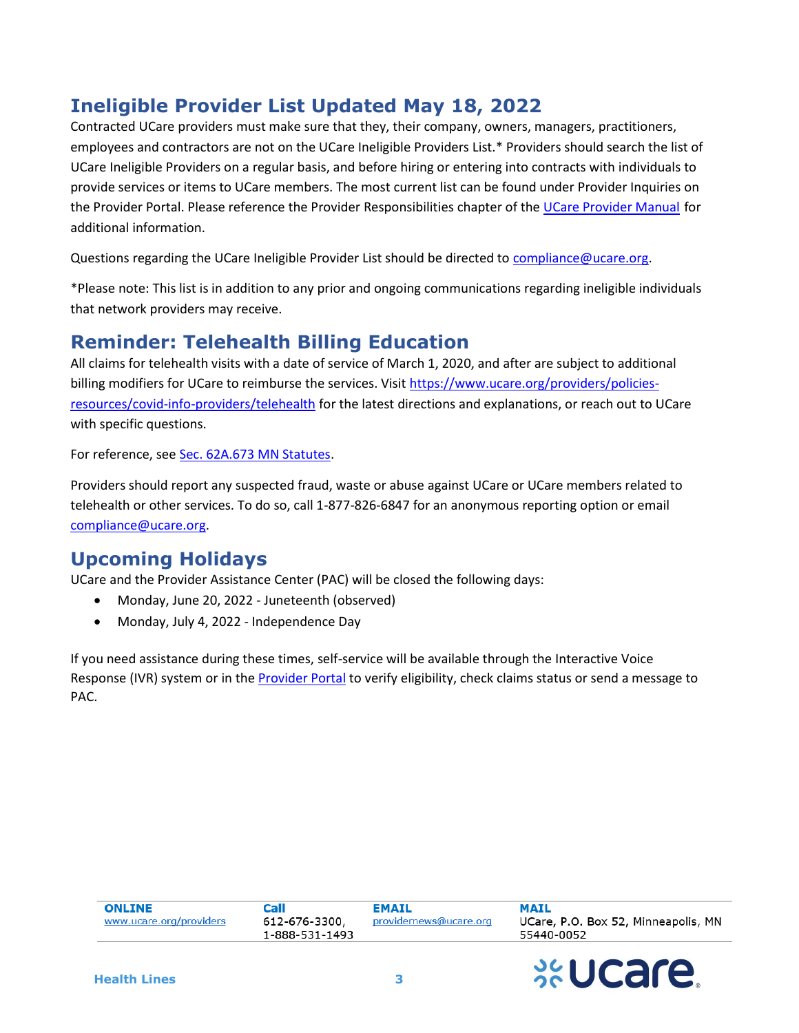## Ineligible Provider List Updated May 18, 2022

Contracted UCare providers must make sure that they, their company, owners, managers, practitioners, employees and contractors are not on the UCare Ineligible Providers List.* Providers should search the list of UCare Ineligible Providers on a regular basis, and before hiring or entering into contracts with individuals to provide services or items to UCare members. The most current list can be found under Provider Inquiries on the Provider Portal. Please reference the Provider Responsibilities chapter of the UCare Provider Manual for additional information.

Questions regarding the UCare Ineligible Provider List should be directed to compliance@ucare.org.

*Please note: This list is in addition to any prior and ongoing communications regarding ineligible individuals that network providers may receive.

## Reminder: Telehealth Billing Education

All claims for telehealth visits with a date of service of March 1, 2020, and after are subject to additional billing modifiers for UCare to reimburse the services. Visit https://www.ucare.org/providers/policies-resources/covid-info-providers/telehealth for the latest directions and explanations, or reach out to UCare with specific questions.

For reference, see Sec. 62A.673 MN Statutes.

Providers should report any suspected fraud, waste or abuse against UCare or UCare members related to telehealth or other services. To do so, call 1-877-826-6847 for an anonymous reporting option or email compliance@ucare.org.

## Upcoming Holidays

UCare and the Provider Assistance Center (PAC) will be closed the following days:

- Monday, June 20, 2022 - Juneteenth (observed)
- Monday, July 4, 2022 - Independence Day

If you need assistance during these times, self-service will be available through the Interactive Voice Response (IVR) system or in the Provider Portal to verify eligibility, check claims status or send a message to PAC.

| ONLINE | Call | EMAIL | MAIL |
|---|---|---|---|
| www.ucare.org/providers | 612-676-3300, 1-888-531-1493 | providernews@ucare.org | UCare, P.O. Box 52, Minneapolis, MN 55440-0052 |